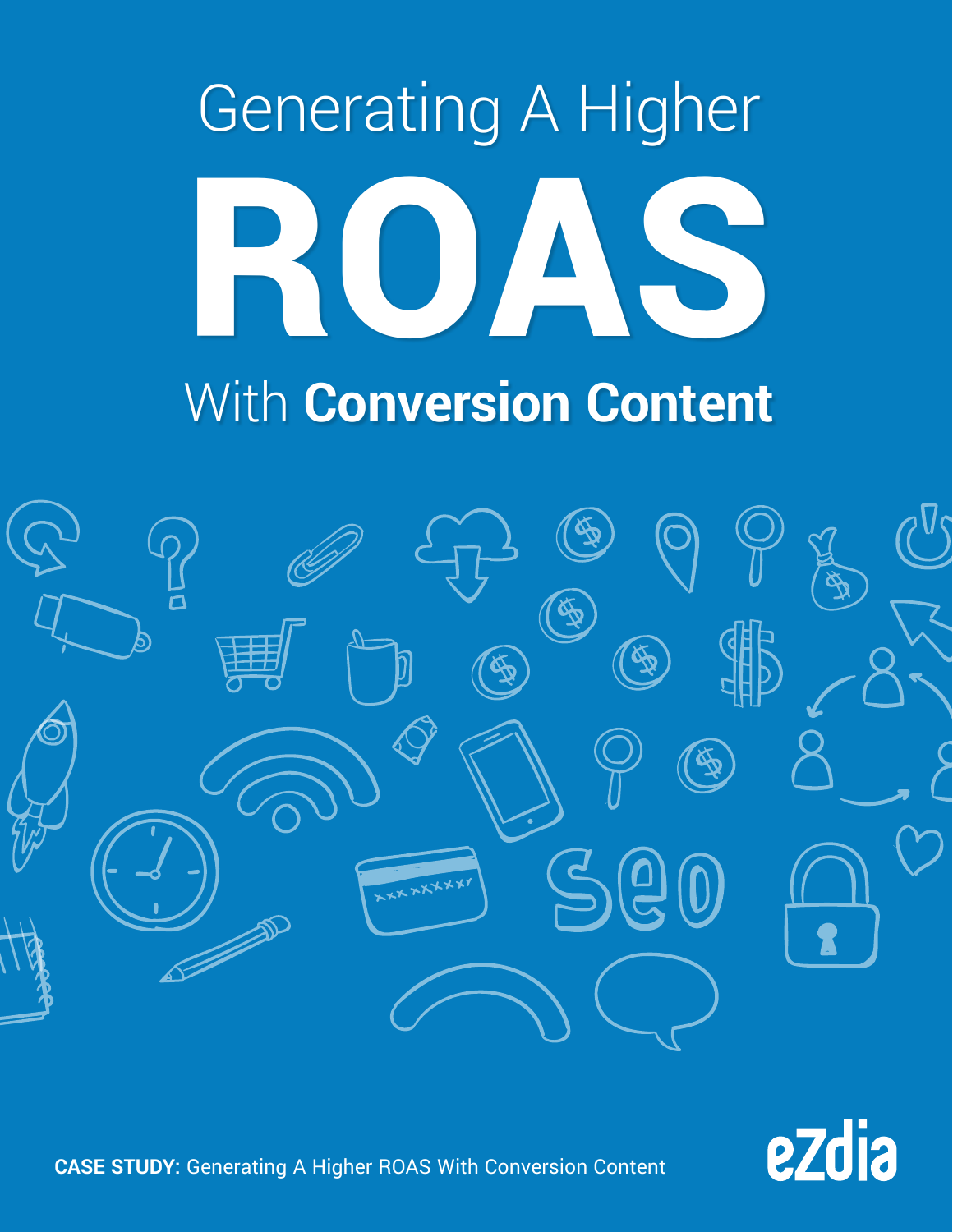# Generating A Higher ROAS With **Conversion Content**

**CASE STUDY:** Generating A Higher ROAS With Conversion Content

eZdia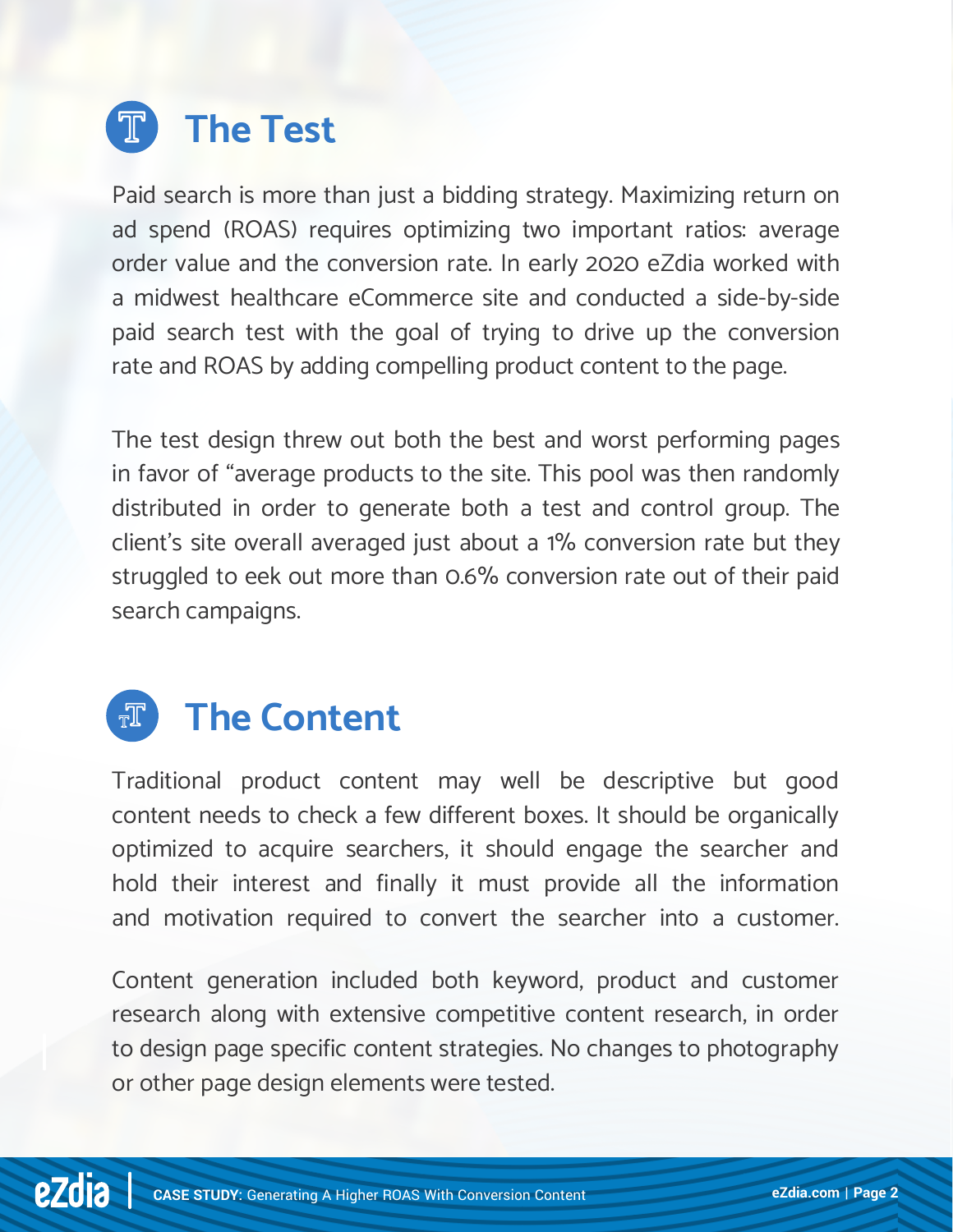## The Test

Paid search is more than just a bidding strategy. Maximizing return on ad spend (ROAS) requires optimizing two important ratios: average order value and the conversion rate. In early 2020 eZdia worked with a midwest healthcare eCommerce site and conducted a side-by-side paid search test with the goal of trying to drive up the conversion rate and ROAS by adding compelling product content to the page.

The test design threw out both the best and worst performing pages in favor of "average products to the site. This pool was then randomly distributed in order to generate both a test and control group. The client's site overall averaged just about a 1% conversion rate but they struggled to eek out more than 0.6% conversion rate out of their paid search campaigns.

## The Content

Traditional product content may well be descriptive but good content needs to check a few different boxes. It should be organically optimized to acquire searchers, it should engage the searcher and hold their interest and finally it must provide all the information and motivation required to convert the searcher into a customer.

Content generation included both keyword, product and customer research along with extensive competitive content research, in order to design page specific content strategies. No changes to photography or other page design elements were tested.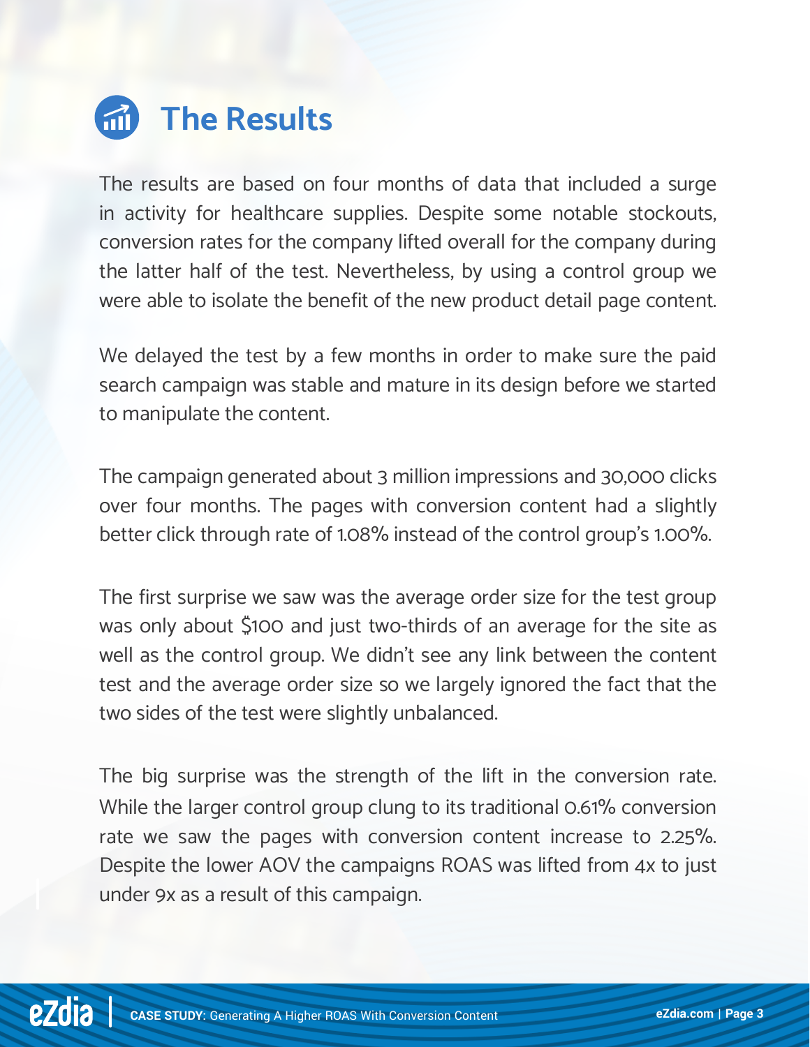# The Results

The results are based on four months of data that included a surge in activity for healthcare supplies. Despite some notable stockouts, conversion rates for the company lifted overall for the company during the latter half of the test. Nevertheless, by using a control group we were able to isolate the benefit of the new product detail page content.

We delayed the test by a few months in order to make sure the paid search campaign was stable and mature in its design before we started to manipulate the content.

The campaign generated about 3 million impressions and 30,000 clicks over four months. The pages with conversion content had a slightly better click through rate of 1.08% instead of the control group's 1.00%.

The first surprise we saw was the average order size for the test group was only about $100 and just two-thirds of an average for the site as well as the control group. We didn't see any link between the content test and the average order size so we largely ignored the fact that the two sides of the test were slightly unbalanced.

The big surprise was the strength of the lift in the conversion rate. While the larger control group clung to its traditional 0.61% conversion rate we saw the pages with conversion content increase to 2.25%. Despite the lower AOV the campaigns ROAS was lifted from 4x to just under 9x as a result of this campaign.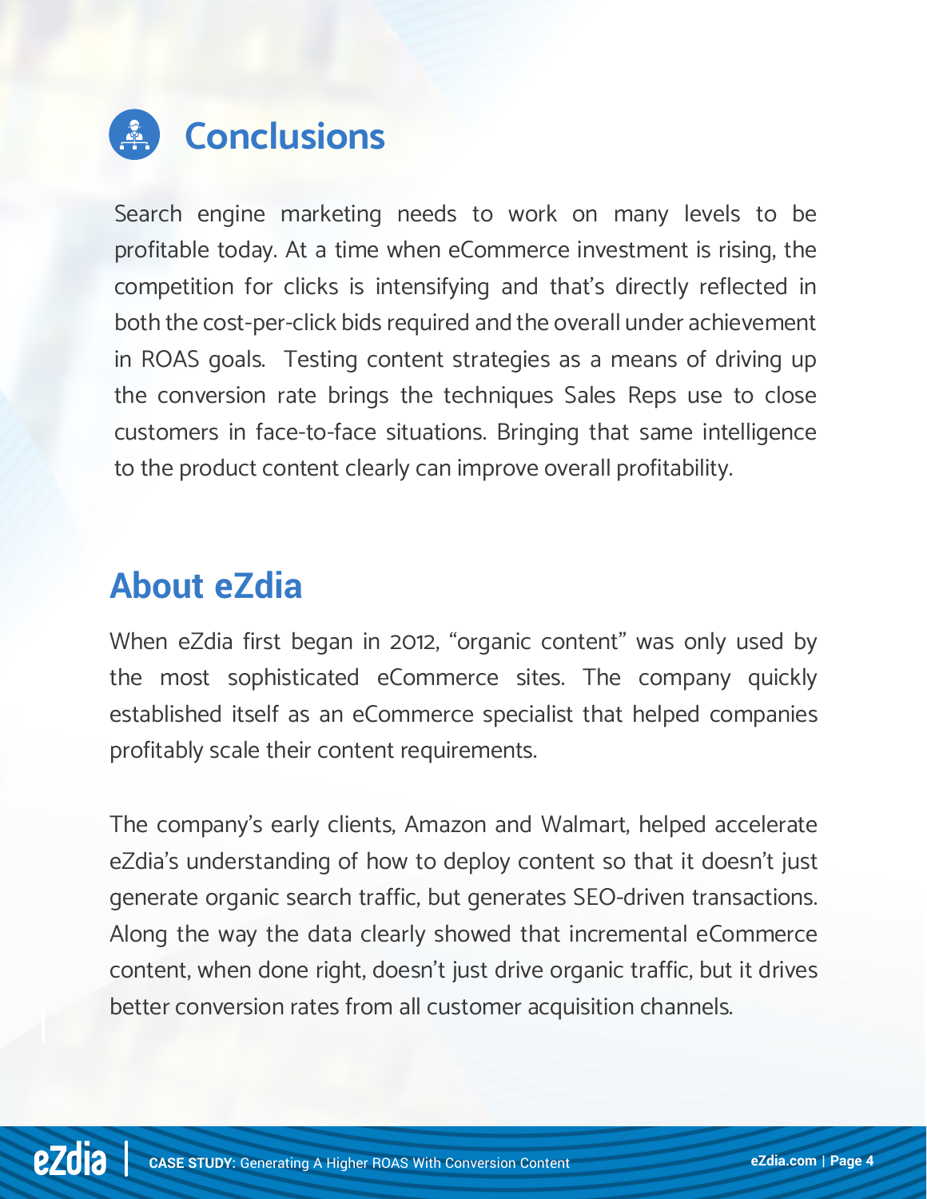## Conclusions

Search engine marketing needs to work on many levels to be profitable today. At a time when eCommerce investment is rising, the competition for clicks is intensifying and that's directly reflected in both the cost-per-click bids required and the overall under achievement in ROAS goals.  Testing content strategies as a means of driving up the conversion rate brings the techniques Sales Reps use to close customers in face-to-face situations. Bringing that same intelligence to the product content clearly can improve overall profitability.

## About eZdia

When eZdia first began in 2012, "organic content" was only used by the most sophisticated eCommerce sites. The company quickly established itself as an eCommerce specialist that helped companies profitably scale their content requirements.

The company's early clients, Amazon and Walmart, helped accelerate eZdia's understanding of how to deploy content so that it doesn't just generate organic search traffic, but generates SEO-driven transactions. Along the way the data clearly showed that incremental eCommerce content, when done right, doesn't just drive organic traffic, but it drives better conversion rates from all customer acquisition channels.